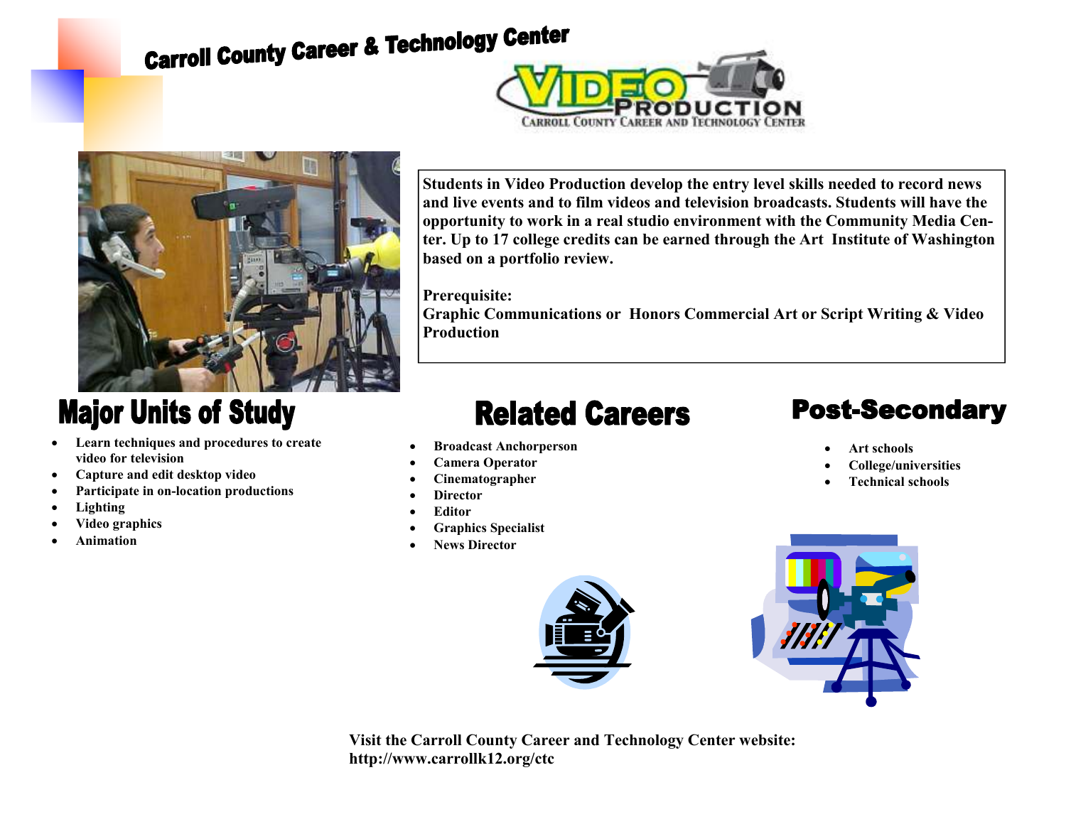# Carroll County Career & Technology Center

## Video Production

Carroll County Career and Technology Center

**Students in Video Production develop the entry level skills needed to record news and live events and to film videos and television broadcasts. Students will have the opportunity to work in a real studio environment with the Community Media Center. Up to 17 college credits can be earned through the Art Institute of Washington based on a portfolio review.**

**Prerequisite:**
**Graphic Communications or Honors Commercial Art or Script Writing & Video Production**

## Major Units of Study

- **Learn techniques and procedures to create video for television**
- **Capture and edit desktop video**
- **Participate in on-location productions**
- **Lighting**
- **Video graphics**
- **Animation**

## Related Careers

- **Broadcast Anchorperson**
- **Camera Operator**
- **Cinematographer**
- **Director**
- **Editor**
- **Graphics Specialist**
- **News Director**

## Post-Secondary

- **Art schools**
- **College/universities**
- **Technical schools**

**Visit the Carroll County Career and Technology Center website: http://www.carrollk12.org/ctc**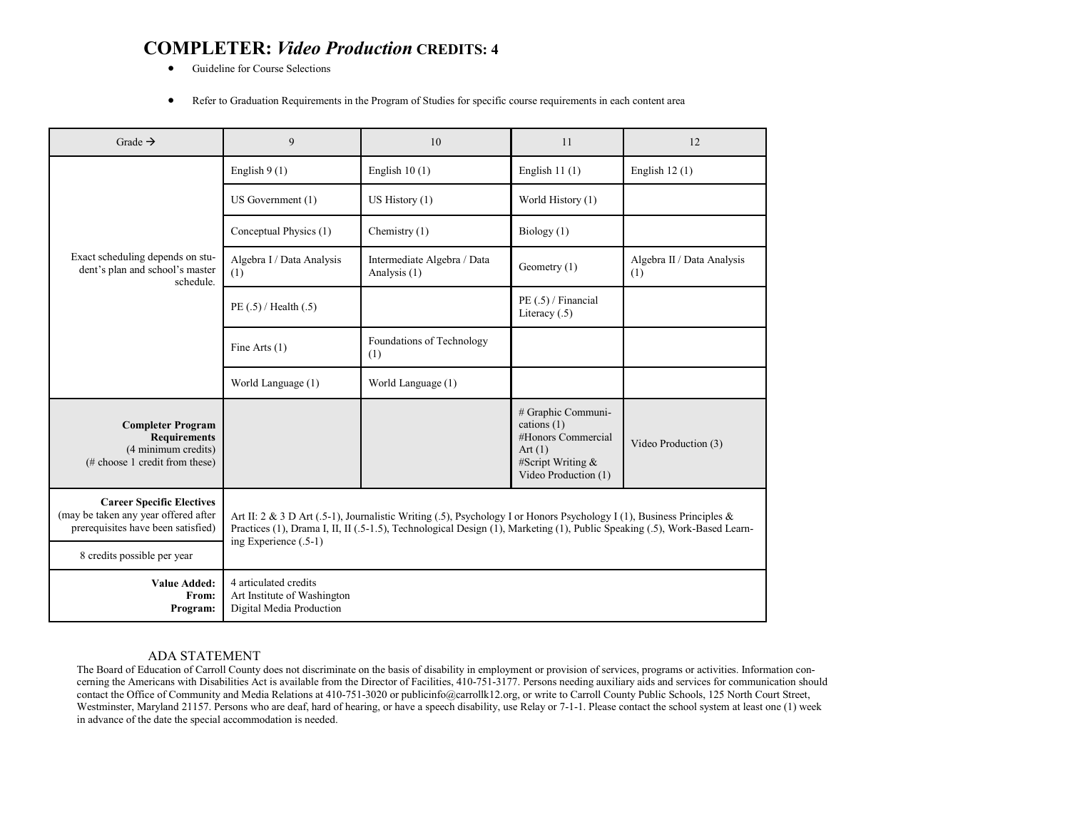# COMPLETER: *Video Production* CREDITS: 4

- Guideline for Course Selections
- Refer to Graduation Requirements in the Program of Studies for specific course requirements in each content area

| Grade → | 9 | 10 | 11 | 12 |
|---|---|---|---|---|
| Exact scheduling depends on student's plan and school's master schedule. | English 9 (1) | English 10 (1) | English 11 (1) | English 12 (1) |
| | US Government (1) | US History (1) | World History (1) | |
| | Conceptual Physics (1) | Chemistry (1) | Biology (1) | |
| | Algebra I / Data Analysis (1) | Intermediate Algebra / Data Analysis (1) | Geometry (1) | Algebra II / Data Analysis (1) |
| | PE (.5) / Health (.5) | | PE (.5) / Financial Literacy (.5) | |
| | Fine Arts (1) | Foundations of Technology (1) | | |
| | World Language (1) | World Language (1) | | |
| **Completer Program Requirements** (4 minimum credits) (# choose 1 credit from these) | | | # Graphic Communications (1) #Honors Commercial Art (1) #Script Writing & Video Production (1) | Video Production (3) |
| **Career Specific Electives** (may be taken any year offered after prerequisites have been satisfied) 8 credits possible per year | Art II: 2 & 3 D Art (.5-1), Journalistic Writing (.5), Psychology I or Honors Psychology I (1), Business Principles & Practices (1), Drama I, II, II (.5-1.5), Technological Design (1), Marketing (1), Public Speaking (.5), Work-Based Learning Experience (.5-1) | | | |
| **Value Added: From: Program:** | 4 articulated credits Art Institute of Washington Digital Media Production | | | |

ADA STATEMENT

The Board of Education of Carroll County does not discriminate on the basis of disability in employment or provision of services, programs or activities. Information concerning the Americans with Disabilities Act is available from the Director of Facilities, 410-751-3177. Persons needing auxiliary aids and services for communication should contact the Office of Community and Media Relations at 410-751-3020 or publicinfo@carrollk12.org, or write to Carroll County Public Schools, 125 North Court Street, Westminster, Maryland 21157. Persons who are deaf, hard of hearing, or have a speech disability, use Relay or 7-1-1. Please contact the school system at least one (1) week in advance of the date the special accommodation is needed.